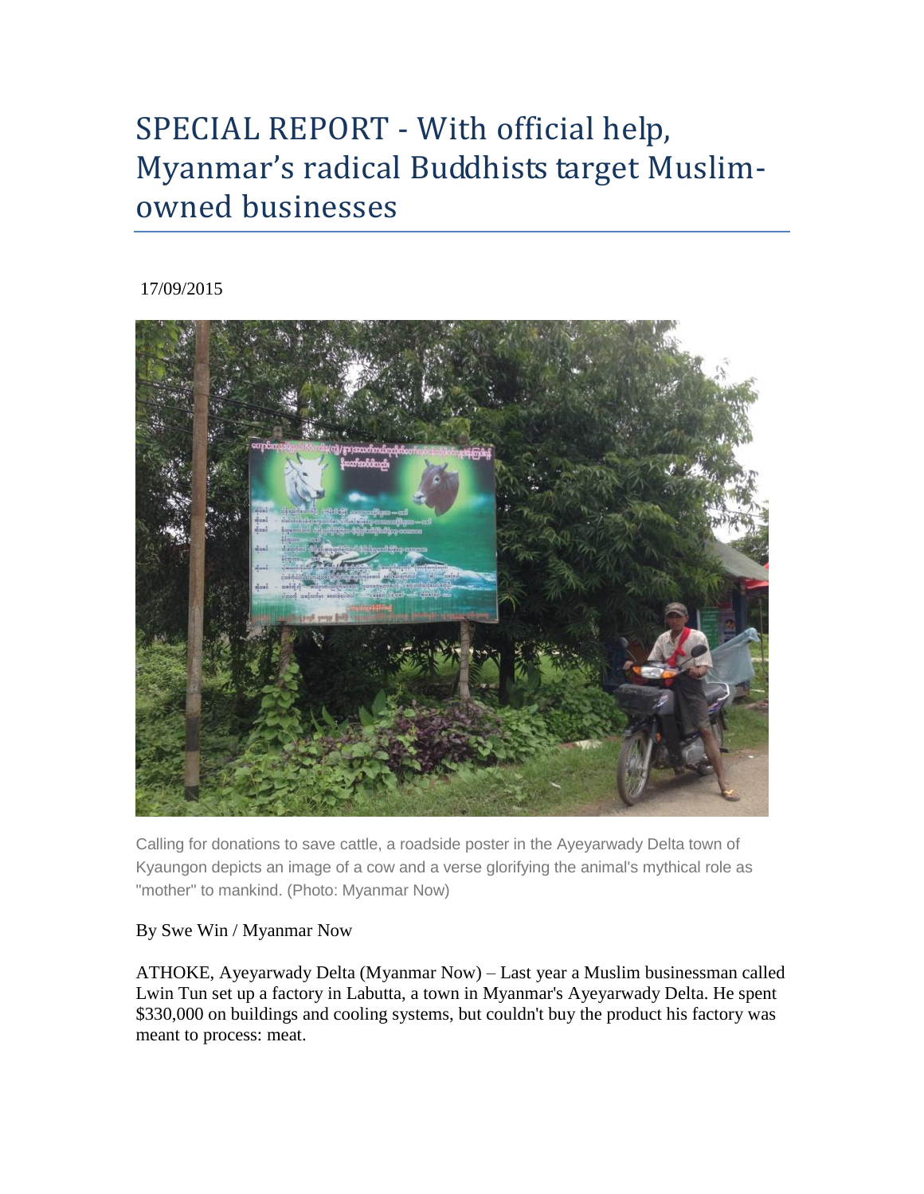# SPECIAL REPORT - With official help, Myanmar's radical Buddhists target Muslim-owned businesses

17/09/2015

Calling for donations to save cattle, a roadside poster in the Ayeyarwady Delta town of Kyaungon depicts an image of a cow and a verse glorifying the animal's mythical role as "mother" to mankind. (Photo: Myanmar Now)

By Swe Win / Myanmar Now

ATHOKE, Ayeyarwady Delta (Myanmar Now) – Last year a Muslim businessman called Lwin Tun set up a factory in Labutta, a town in Myanmar's Ayeyarwady Delta. He spent $330,000 on buildings and cooling systems, but couldn't buy the product his factory was meant to process: meat.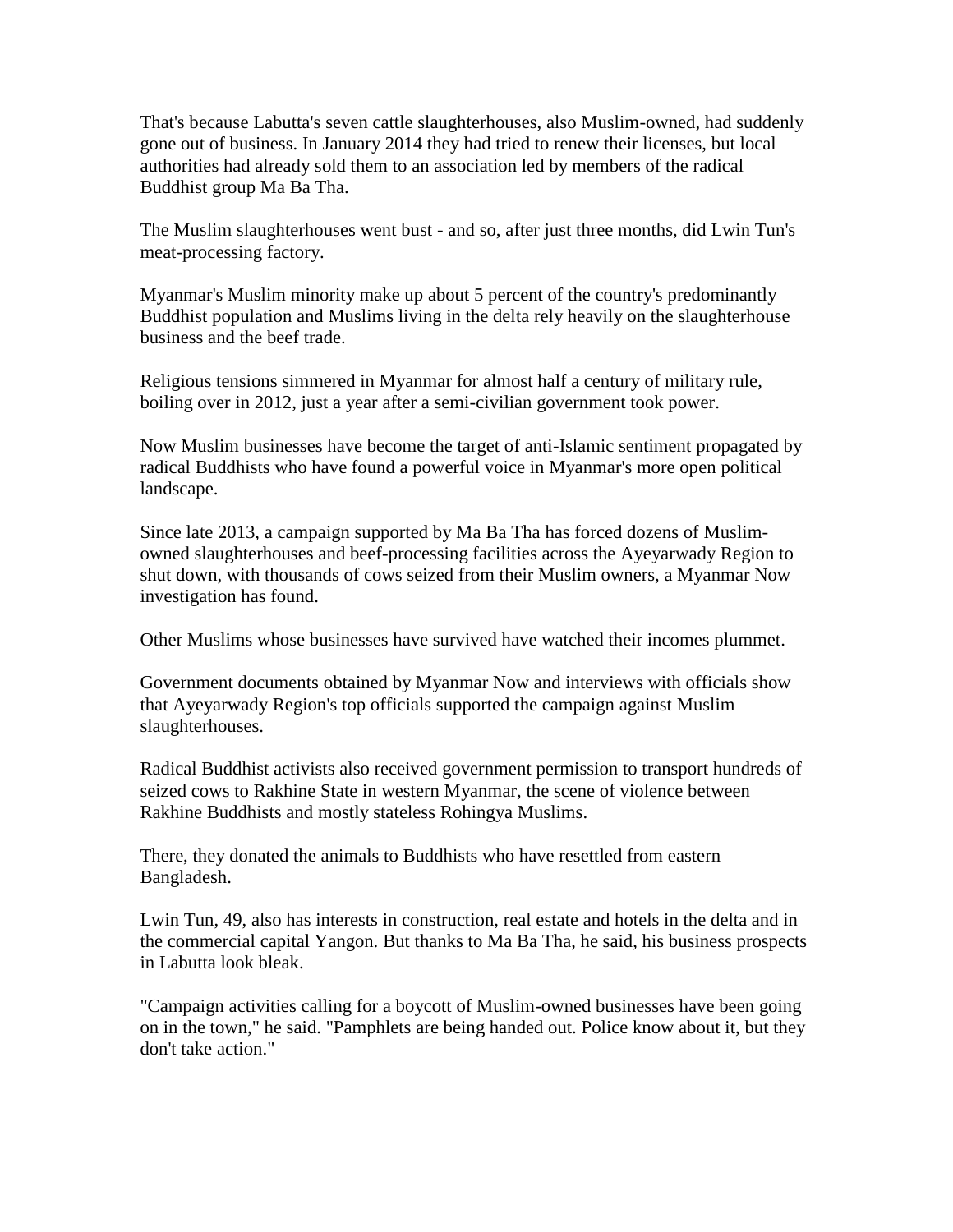That's because Labutta's seven cattle slaughterhouses, also Muslim-owned, had suddenly gone out of business. In January 2014 they had tried to renew their licenses, but local authorities had already sold them to an association led by members of the radical Buddhist group Ma Ba Tha.

The Muslim slaughterhouses went bust - and so, after just three months, did Lwin Tun's meat-processing factory.

Myanmar's Muslim minority make up about 5 percent of the country's predominantly Buddhist population and Muslims living in the delta rely heavily on the slaughterhouse business and the beef trade.

Religious tensions simmered in Myanmar for almost half a century of military rule, boiling over in 2012, just a year after a semi-civilian government took power.

Now Muslim businesses have become the target of anti-Islamic sentiment propagated by radical Buddhists who have found a powerful voice in Myanmar's more open political landscape.

Since late 2013, a campaign supported by Ma Ba Tha has forced dozens of Muslim-owned slaughterhouses and beef-processing facilities across the Ayeyarwady Region to shut down, with thousands of cows seized from their Muslim owners, a Myanmar Now investigation has found.

Other Muslims whose businesses have survived have watched their incomes plummet.

Government documents obtained by Myanmar Now and interviews with officials show that Ayeyarwady Region's top officials supported the campaign against Muslim slaughterhouses.

Radical Buddhist activists also received government permission to transport hundreds of seized cows to Rakhine State in western Myanmar, the scene of violence between Rakhine Buddhists and mostly stateless Rohingya Muslims.

There, they donated the animals to Buddhists who have resettled from eastern Bangladesh.

Lwin Tun, 49, also has interests in construction, real estate and hotels in the delta and in the commercial capital Yangon. But thanks to Ma Ba Tha, he said, his business prospects in Labutta look bleak.

"Campaign activities calling for a boycott of Muslim-owned businesses have been going on in the town," he said. "Pamphlets are being handed out. Police know about it, but they don't take action."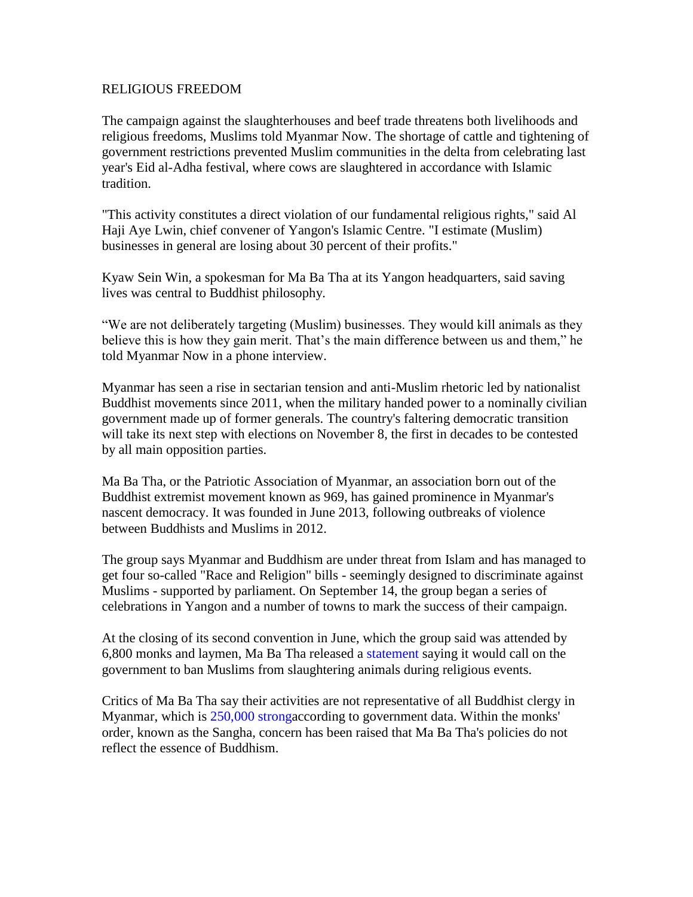## RELIGIOUS FREEDOM

The campaign against the slaughterhouses and beef trade threatens both livelihoods and religious freedoms, Muslims told Myanmar Now. The shortage of cattle and tightening of government restrictions prevented Muslim communities in the delta from celebrating last year's Eid al-Adha festival, where cows are slaughtered in accordance with Islamic tradition.

"This activity constitutes a direct violation of our fundamental religious rights," said Al Haji Aye Lwin, chief convener of Yangon's Islamic Centre. "I estimate (Muslim) businesses in general are losing about 30 percent of their profits."

Kyaw Sein Win, a spokesman for Ma Ba Tha at its Yangon headquarters, said saving lives was central to Buddhist philosophy.

"We are not deliberately targeting (Muslim) businesses. They would kill animals as they believe this is how they gain merit. That's the main difference between us and them," he told Myanmar Now in a phone interview.

Myanmar has seen a rise in sectarian tension and anti-Muslim rhetoric led by nationalist Buddhist movements since 2011, when the military handed power to a nominally civilian government made up of former generals. The country's faltering democratic transition will take its next step with elections on November 8, the first in decades to be contested by all main opposition parties.

Ma Ba Tha, or the Patriotic Association of Myanmar, an association born out of the Buddhist extremist movement known as 969, has gained prominence in Myanmar's nascent democracy. It was founded in June 2013, following outbreaks of violence between Buddhists and Muslims in 2012.

The group says Myanmar and Buddhism are under threat from Islam and has managed to get four so-called "Race and Religion" bills - seemingly designed to discriminate against Muslims - supported by parliament. On September 14, the group began a series of celebrations in Yangon and a number of towns to mark the success of their campaign.

At the closing of its second convention in June, which the group said was attended by 6,800 monks and laymen, Ma Ba Tha released a statement saying it would call on the government to ban Muslims from slaughtering animals during religious events.

Critics of Ma Ba Tha say their activities are not representative of all Buddhist clergy in Myanmar, which is 250,000 strongaccording to government data. Within the monks' order, known as the Sangha, concern has been raised that Ma Ba Tha's policies do not reflect the essence of Buddhism.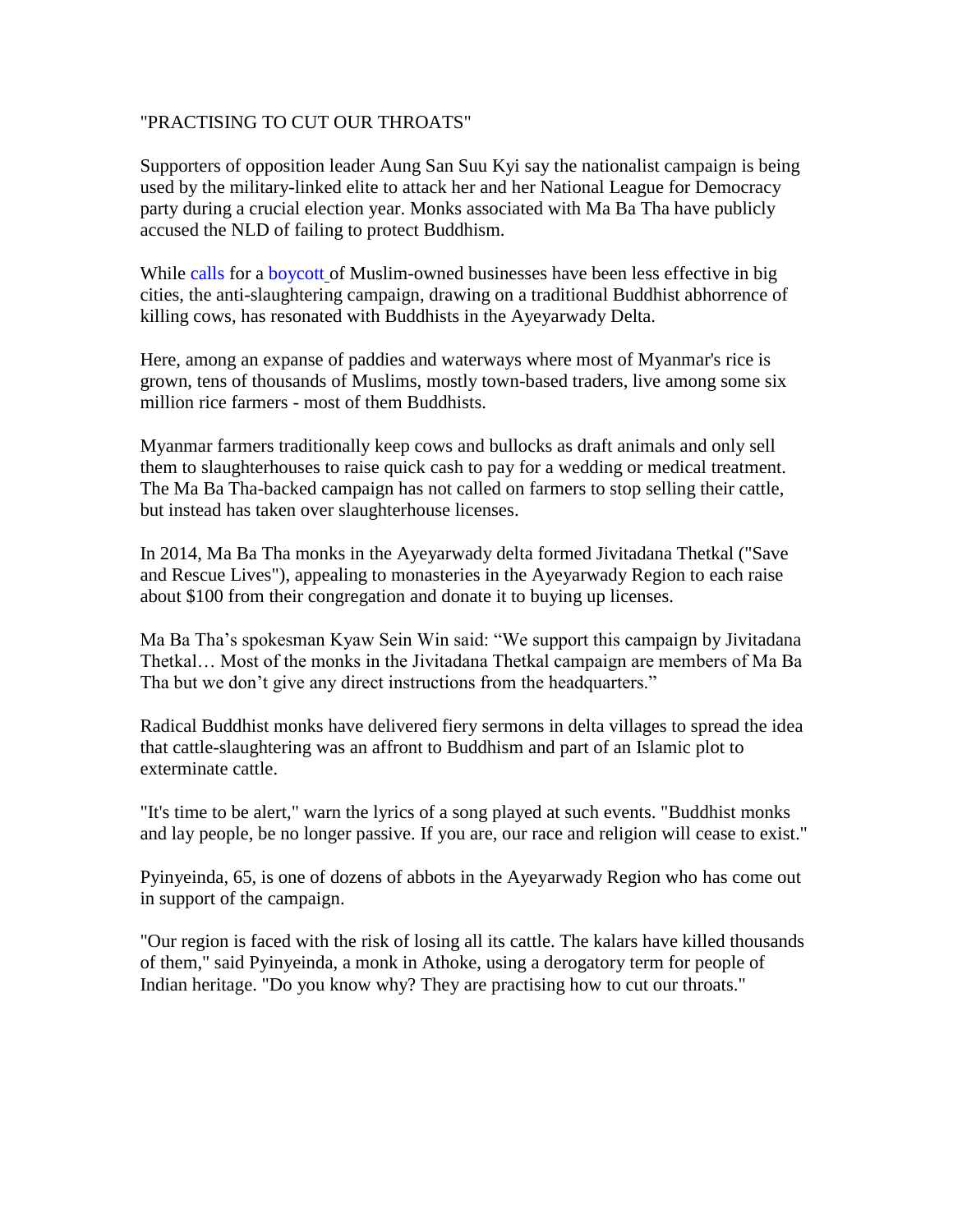"PRACTISING TO CUT OUR THROATS"

Supporters of opposition leader Aung San Suu Kyi say the nationalist campaign is being used by the military-linked elite to attack her and her National League for Democracy party during a crucial election year. Monks associated with Ma Ba Tha have publicly accused the NLD of failing to protect Buddhism.

While calls for a boycott of Muslim-owned businesses have been less effective in big cities, the anti-slaughtering campaign, drawing on a traditional Buddhist abhorrence of killing cows, has resonated with Buddhists in the Ayeyarwady Delta.

Here, among an expanse of paddies and waterways where most of Myanmar's rice is grown, tens of thousands of Muslims, mostly town-based traders, live among some six million rice farmers - most of them Buddhists.

Myanmar farmers traditionally keep cows and bullocks as draft animals and only sell them to slaughterhouses to raise quick cash to pay for a wedding or medical treatment. The Ma Ba Tha-backed campaign has not called on farmers to stop selling their cattle, but instead has taken over slaughterhouse licenses.

In 2014, Ma Ba Tha monks in the Ayeyarwady delta formed Jivitadana Thetkal ("Save and Rescue Lives"), appealing to monasteries in the Ayeyarwady Region to each raise about $100 from their congregation and donate it to buying up licenses.

Ma Ba Tha's spokesman Kyaw Sein Win said: "We support this campaign by Jivitadana Thetkal… Most of the monks in the Jivitadana Thetkal campaign are members of Ma Ba Tha but we don't give any direct instructions from the headquarters."

Radical Buddhist monks have delivered fiery sermons in delta villages to spread the idea that cattle-slaughtering was an affront to Buddhism and part of an Islamic plot to exterminate cattle.

"It's time to be alert," warn the lyrics of a song played at such events. "Buddhist monks and lay people, be no longer passive. If you are, our race and religion will cease to exist."

Pyinyeinda, 65, is one of dozens of abbots in the Ayeyarwady Region who has come out in support of the campaign.

"Our region is faced with the risk of losing all its cattle. The kalars have killed thousands of them," said Pyinyeinda, a monk in Athoke, using a derogatory term for people of Indian heritage. "Do you know why? They are practising how to cut our throats."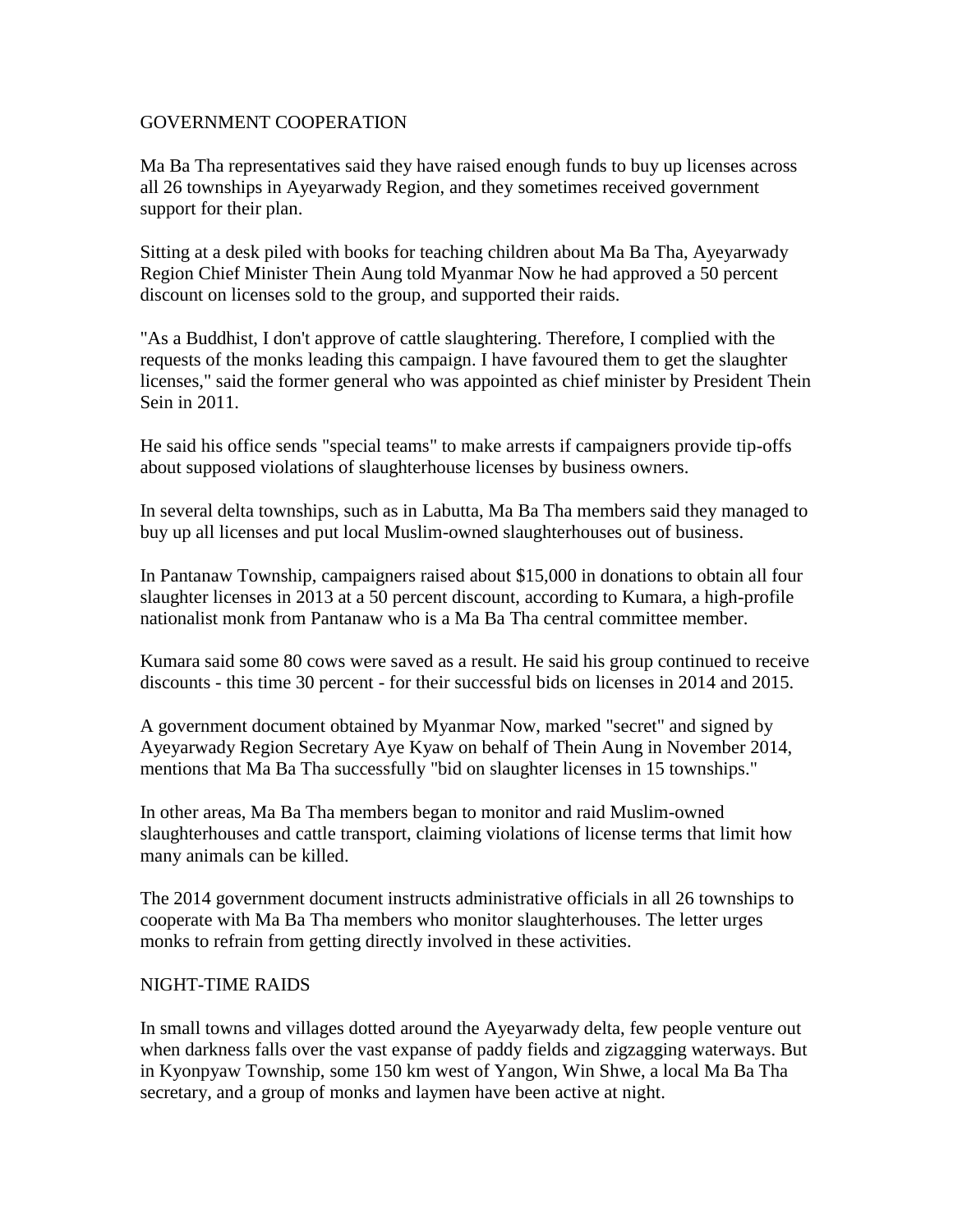## GOVERNMENT COOPERATION

Ma Ba Tha representatives said they have raised enough funds to buy up licenses across all 26 townships in Ayeyarwady Region, and they sometimes received government support for their plan.

Sitting at a desk piled with books for teaching children about Ma Ba Tha, Ayeyarwady Region Chief Minister Thein Aung told Myanmar Now he had approved a 50 percent discount on licenses sold to the group, and supported their raids.

"As a Buddhist, I don't approve of cattle slaughtering. Therefore, I complied with the requests of the monks leading this campaign. I have favoured them to get the slaughter licenses," said the former general who was appointed as chief minister by President Thein Sein in 2011.

He said his office sends "special teams" to make arrests if campaigners provide tip-offs about supposed violations of slaughterhouse licenses by business owners.

In several delta townships, such as in Labutta, Ma Ba Tha members said they managed to buy up all licenses and put local Muslim-owned slaughterhouses out of business.

In Pantanaw Township, campaigners raised about $15,000 in donations to obtain all four slaughter licenses in 2013 at a 50 percent discount, according to Kumara, a high-profile nationalist monk from Pantanaw who is a Ma Ba Tha central committee member.

Kumara said some 80 cows were saved as a result. He said his group continued to receive discounts - this time 30 percent - for their successful bids on licenses in 2014 and 2015.

A government document obtained by Myanmar Now, marked "secret" and signed by Ayeyarwady Region Secretary Aye Kyaw on behalf of Thein Aung in November 2014, mentions that Ma Ba Tha successfully "bid on slaughter licenses in 15 townships."

In other areas, Ma Ba Tha members began to monitor and raid Muslim-owned slaughterhouses and cattle transport, claiming violations of license terms that limit how many animals can be killed.

The 2014 government document instructs administrative officials in all 26 townships to cooperate with Ma Ba Tha members who monitor slaughterhouses. The letter urges monks to refrain from getting directly involved in these activities.

## NIGHT-TIME RAIDS

In small towns and villages dotted around the Ayeyarwady delta, few people venture out when darkness falls over the vast expanse of paddy fields and zigzagging waterways. But in Kyonpyaw Township, some 150 km west of Yangon, Win Shwe, a local Ma Ba Tha secretary, and a group of monks and laymen have been active at night.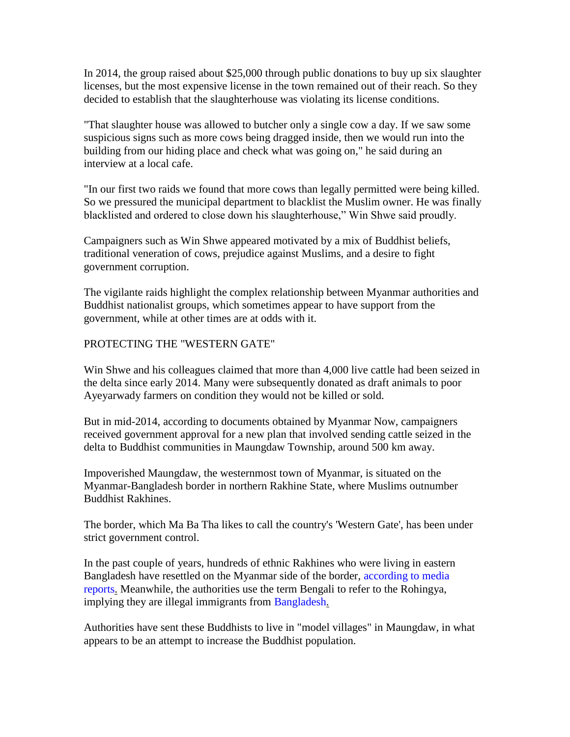In 2014, the group raised about $25,000 through public donations to buy up six slaughter licenses, but the most expensive license in the town remained out of their reach. So they decided to establish that the slaughterhouse was violating its license conditions.

"That slaughter house was allowed to butcher only a single cow a day. If we saw some suspicious signs such as more cows being dragged inside, then we would run into the building from our hiding place and check what was going on," he said during an interview at a local cafe.

"In our first two raids we found that more cows than legally permitted were being killed. So we pressured the municipal department to blacklist the Muslim owner. He was finally blacklisted and ordered to close down his slaughterhouse," Win Shwe said proudly.

Campaigners such as Win Shwe appeared motivated by a mix of Buddhist beliefs, traditional veneration of cows, prejudice against Muslims, and a desire to fight government corruption.

The vigilante raids highlight the complex relationship between Myanmar authorities and Buddhist nationalist groups, which sometimes appear to have support from the government, while at other times are at odds with it.

PROTECTING THE "WESTERN GATE"

Win Shwe and his colleagues claimed that more than 4,000 live cattle had been seized in the delta since early 2014. Many were subsequently donated as draft animals to poor Ayeyarwady farmers on condition they would not be killed or sold.

But in mid-2014, according to documents obtained by Myanmar Now, campaigners received government approval for a new plan that involved sending cattle seized in the delta to Buddhist communities in Maungdaw Township, around 500 km away.

Impoverished Maungdaw, the westernmost town of Myanmar, is situated on the Myanmar-Bangladesh border in northern Rakhine State, where Muslims outnumber Buddhist Rakhines.

The border, which Ma Ba Tha likes to call the country's 'Western Gate', has been under strict government control.

In the past couple of years, hundreds of ethnic Rakhines who were living in eastern Bangladesh have resettled on the Myanmar side of the border, according to media reports. Meanwhile, the authorities use the term Bengali to refer to the Rohingya, implying they are illegal immigrants from Bangladesh.

Authorities have sent these Buddhists to live in "model villages" in Maungdaw, in what appears to be an attempt to increase the Buddhist population.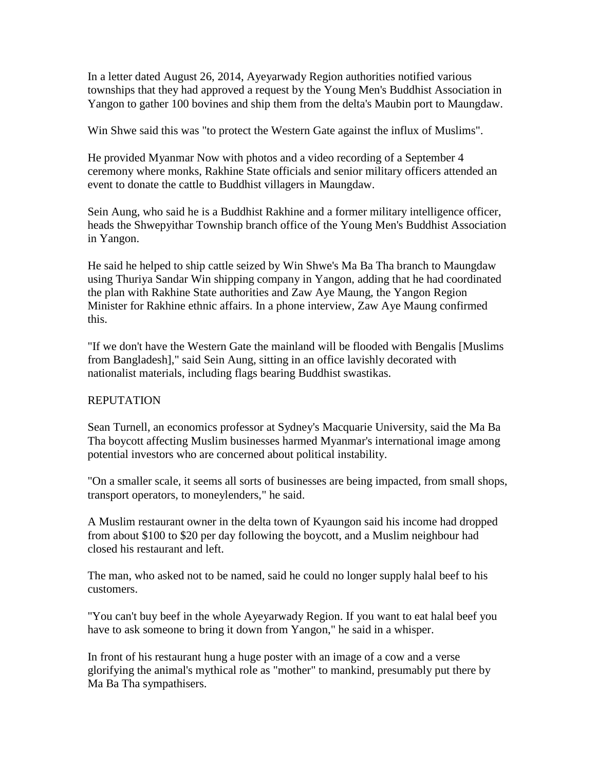In a letter dated August 26, 2014, Ayeyarwady Region authorities notified various townships that they had approved a request by the Young Men's Buddhist Association in Yangon to gather 100 bovines and ship them from the delta's Maubin port to Maungdaw.

Win Shwe said this was "to protect the Western Gate against the influx of Muslims".

He provided Myanmar Now with photos and a video recording of a September 4 ceremony where monks, Rakhine State officials and senior military officers attended an event to donate the cattle to Buddhist villagers in Maungdaw.

Sein Aung, who said he is a Buddhist Rakhine and a former military intelligence officer, heads the Shwepyithar Township branch office of the Young Men's Buddhist Association in Yangon.

He said he helped to ship cattle seized by Win Shwe's Ma Ba Tha branch to Maungdaw using Thuriya Sandar Win shipping company in Yangon, adding that he had coordinated the plan with Rakhine State authorities and Zaw Aye Maung, the Yangon Region Minister for Rakhine ethnic affairs. In a phone interview, Zaw Aye Maung confirmed this.

"If we don't have the Western Gate the mainland will be flooded with Bengalis [Muslims from Bangladesh]," said Sein Aung, sitting in an office lavishly decorated with nationalist materials, including flags bearing Buddhist swastikas.

## REPUTATION

Sean Turnell, an economics professor at Sydney's Macquarie University, said the Ma Ba Tha boycott affecting Muslim businesses harmed Myanmar's international image among potential investors who are concerned about political instability.

"On a smaller scale, it seems all sorts of businesses are being impacted, from small shops, transport operators, to moneylenders," he said.

A Muslim restaurant owner in the delta town of Kyaungon said his income had dropped from about $100 to $20 per day following the boycott, and a Muslim neighbour had closed his restaurant and left.

The man, who asked not to be named, said he could no longer supply halal beef to his customers.

"You can't buy beef in the whole Ayeyarwady Region. If you want to eat halal beef you have to ask someone to bring it down from Yangon," he said in a whisper.

In front of his restaurant hung a huge poster with an image of a cow and a verse glorifying the animal's mythical role as "mother" to mankind, presumably put there by Ma Ba Tha sympathisers.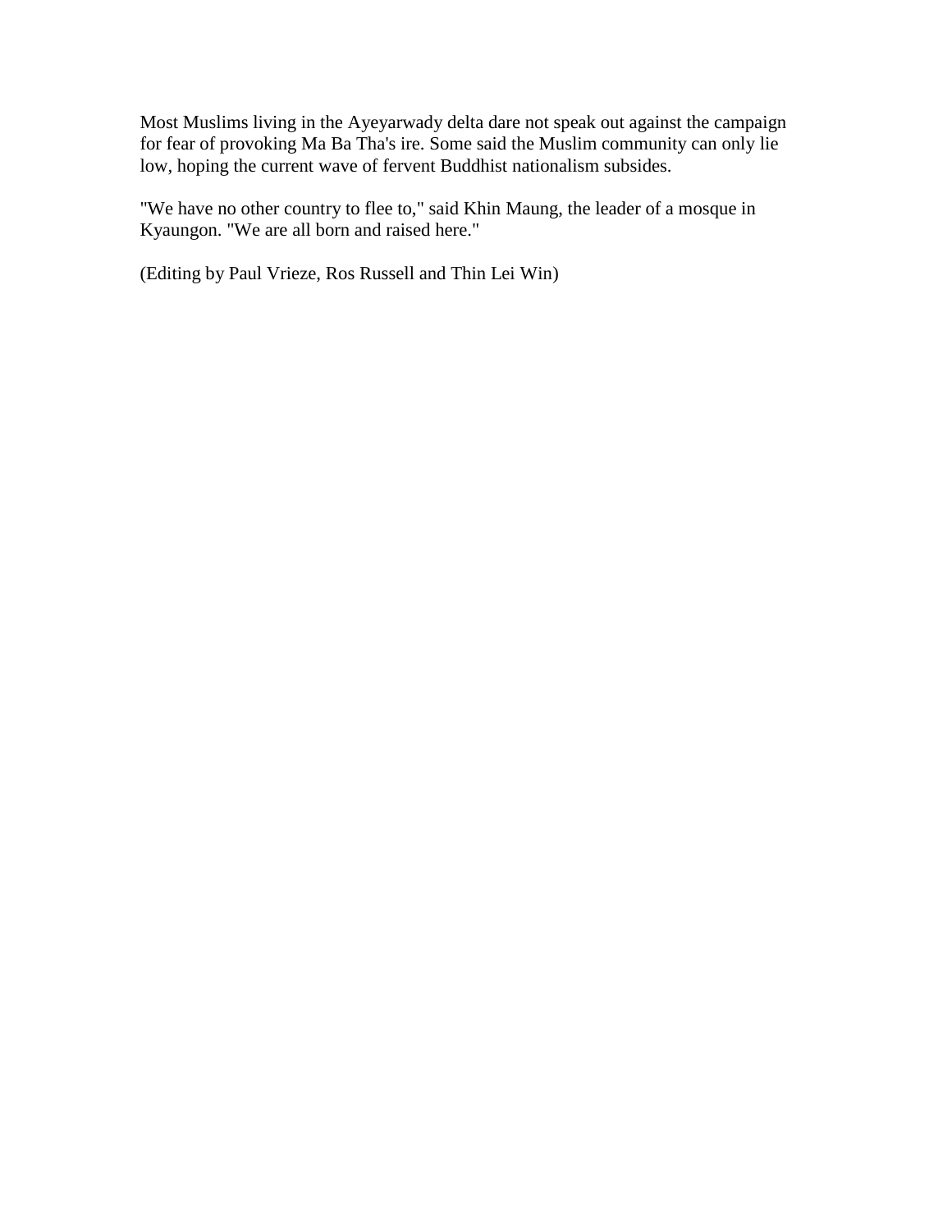Most Muslims living in the Ayeyarwady delta dare not speak out against the campaign for fear of provoking Ma Ba Tha's ire. Some said the Muslim community can only lie low, hoping the current wave of fervent Buddhist nationalism subsides.

"We have no other country to flee to," said Khin Maung, the leader of a mosque in Kyaungon. "We are all born and raised here."

(Editing by Paul Vrieze, Ros Russell and Thin Lei Win)